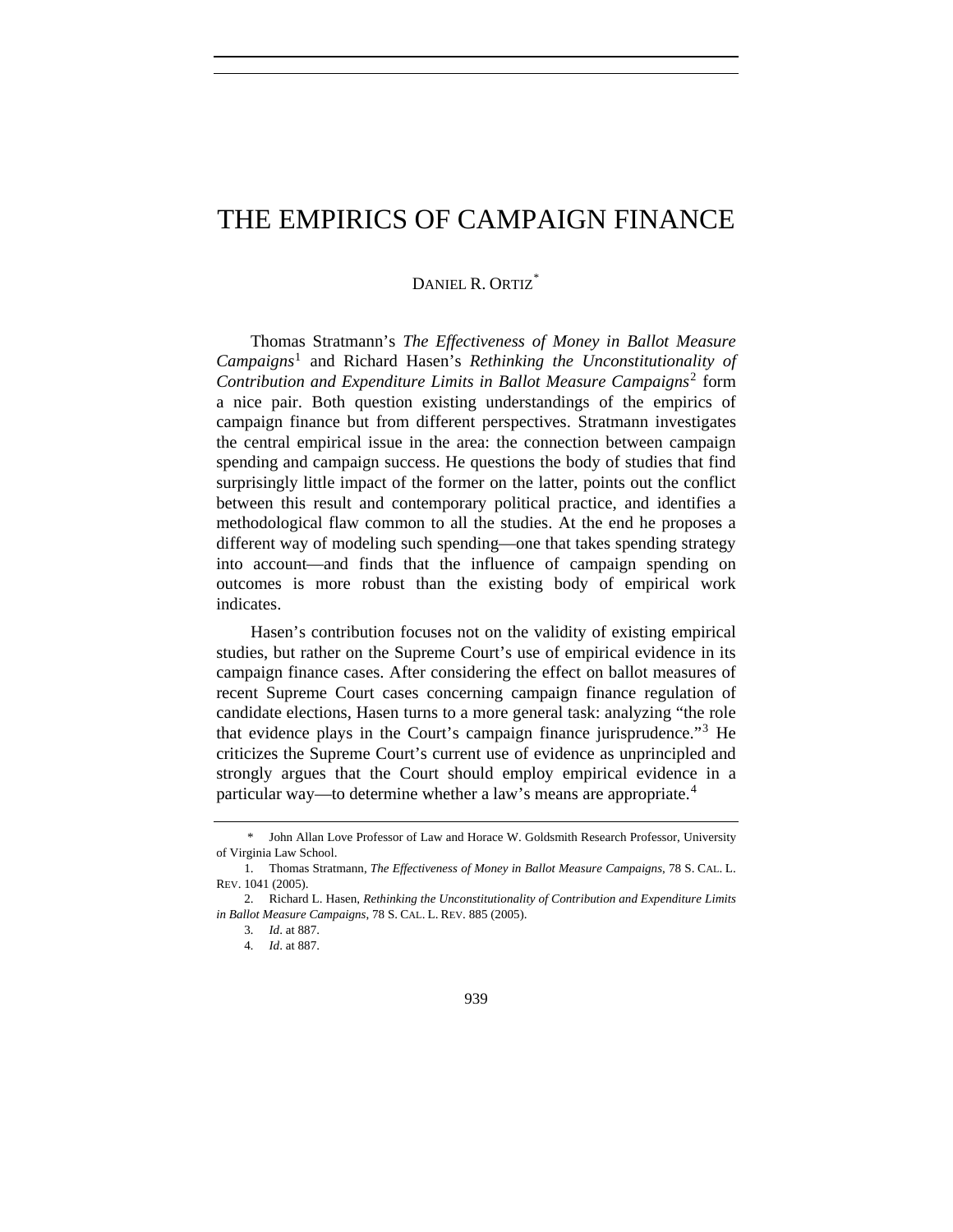# THE EMPIRICS OF CAMPAIGN FINANCE

DANIEL R. ORTIZ[*]

Thomas Stratmann's *The Effectiveness of Money in Ballot Measure Campaigns*[1] and Richard Hasen's *Rethinking the Unconstitutionality of Contribution and Expenditure Limits in Ballot Measure Campaigns*[2] form a nice pair. Both question existing understandings of the empirics of campaign finance but from different perspectives. Stratmann investigates the central empirical issue in the area: the connection between campaign spending and campaign success. He questions the body of studies that find surprisingly little impact of the former on the latter, points out the conflict between this result and contemporary political practice, and identifies a methodological flaw common to all the studies. At the end he proposes a different way of modeling such spending—one that takes spending strategy into account—and finds that the influence of campaign spending on outcomes is more robust than the existing body of empirical work indicates.

Hasen's contribution focuses not on the validity of existing empirical studies, but rather on the Supreme Court's use of empirical evidence in its campaign finance cases. After considering the effect on ballot measures of recent Supreme Court cases concerning campaign finance regulation of candidate elections, Hasen turns to a more general task: analyzing "the role that evidence plays in the Court's campaign finance jurisprudence."[3] He criticizes the Supreme Court's current use of evidence as unprincipled and strongly argues that the Court should employ empirical evidence in a particular way—to determine whether a law's means are appropriate.[4]

---

\* John Allan Love Professor of Law and Horace W. Goldsmith Research Professor, University of Virginia Law School.

1. Thomas Stratmann, *The Effectiveness of Money in Ballot Measure Campaigns*, 78 S. CAL. L. REV. 1041 (2005).

2. Richard L. Hasen, *Rethinking the Unconstitutionality of Contribution and Expenditure Limits in Ballot Measure Campaigns*, 78 S. CAL. L. REV. 885 (2005).

3. *Id*. at 887.

4. *Id*. at 887.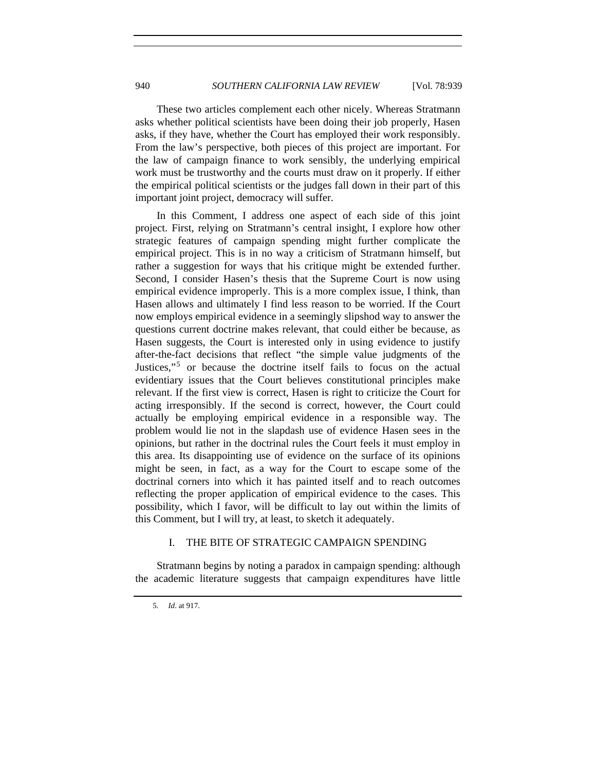These two articles complement each other nicely. Whereas Stratmann asks whether political scientists have been doing their job properly, Hasen asks, if they have, whether the Court has employed their work responsibly. From the law's perspective, both pieces of this project are important. For the law of campaign finance to work sensibly, the underlying empirical work must be trustworthy and the courts must draw on it properly. If either the empirical political scientists or the judges fall down in their part of this important joint project, democracy will suffer.

In this Comment, I address one aspect of each side of this joint project. First, relying on Stratmann's central insight, I explore how other strategic features of campaign spending might further complicate the empirical project. This is in no way a criticism of Stratmann himself, but rather a suggestion for ways that his critique might be extended further. Second, I consider Hasen's thesis that the Supreme Court is now using empirical evidence improperly. This is a more complex issue, I think, than Hasen allows and ultimately I find less reason to be worried. If the Court now employs empirical evidence in a seemingly slipshod way to answer the questions current doctrine makes relevant, that could either be because, as Hasen suggests, the Court is interested only in using evidence to justify after-the-fact decisions that reflect "the simple value judgments of the Justices,"[5] or because the doctrine itself fails to focus on the actual evidentiary issues that the Court believes constitutional principles make relevant. If the first view is correct, Hasen is right to criticize the Court for acting irresponsibly. If the second is correct, however, the Court could actually be employing empirical evidence in a responsible way. The problem would lie not in the slapdash use of evidence Hasen sees in the opinions, but rather in the doctrinal rules the Court feels it must employ in this area. Its disappointing use of evidence on the surface of its opinions might be seen, in fact, as a way for the Court to escape some of the doctrinal corners into which it has painted itself and to reach outcomes reflecting the proper application of empirical evidence to the cases. This possibility, which I favor, will be difficult to lay out within the limits of this Comment, but I will try, at least, to sketch it adequately.

## I. THE BITE OF STRATEGIC CAMPAIGN SPENDING

Stratmann begins by noting a paradox in campaign spending: although the academic literature suggests that campaign expenditures have little

5. *Id.* at 917.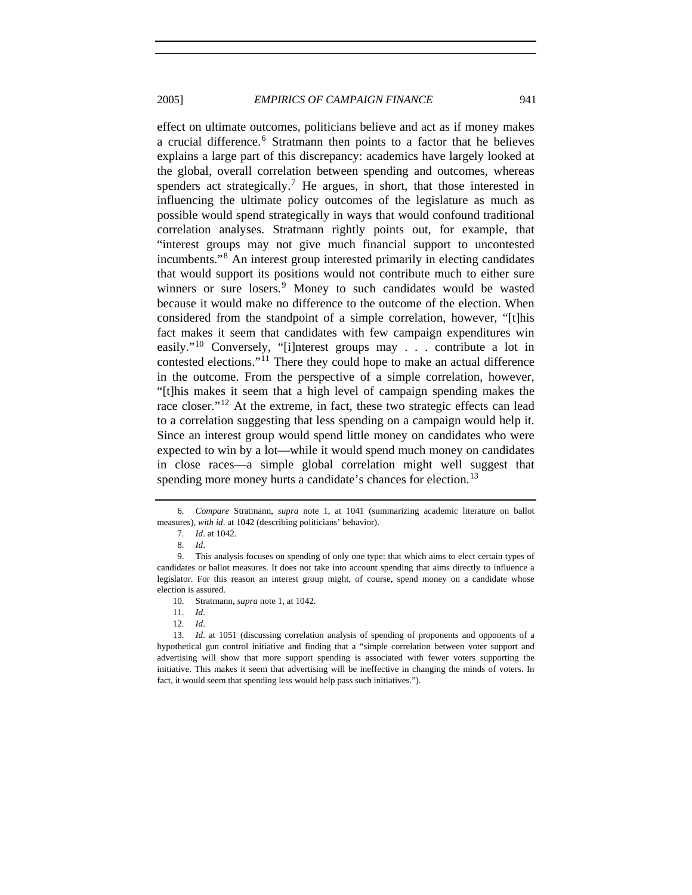effect on ultimate outcomes, politicians believe and act as if money makes a crucial difference.[6] Stratmann then points to a factor that he believes explains a large part of this discrepancy: academics have largely looked at the global, overall correlation between spending and outcomes, whereas spenders act strategically.[7] He argues, in short, that those interested in influencing the ultimate policy outcomes of the legislature as much as possible would spend strategically in ways that would confound traditional correlation analyses. Stratmann rightly points out, for example, that "interest groups may not give much financial support to uncontested incumbents."[8] An interest group interested primarily in electing candidates that would support its positions would not contribute much to either sure winners or sure losers.[9] Money to such candidates would be wasted because it would make no difference to the outcome of the election. When considered from the standpoint of a simple correlation, however, "[t]his fact makes it seem that candidates with few campaign expenditures win easily."[10] Conversely, "[i]nterest groups may . . . contribute a lot in contested elections."[11] There they could hope to make an actual difference in the outcome. From the perspective of a simple correlation, however, "[t]his makes it seem that a high level of campaign spending makes the race closer."[12] At the extreme, in fact, these two strategic effects can lead to a correlation suggesting that less spending on a campaign would help it. Since an interest group would spend little money on candidates who were expected to win by a lot—while it would spend much money on candidates in close races—a simple global correlation might well suggest that spending more money hurts a candidate's chances for election.[13]

---

6. *Compare* Stratmann, *supra* note 1, at 1041 (summarizing academic literature on ballot measures), *with id*. at 1042 (describing politicians' behavior).

7. *Id*. at 1042.

8. *Id*.

9. This analysis focuses on spending of only one type: that which aims to elect certain types of candidates or ballot measures. It does not take into account spending that aims directly to influence a legislator. For this reason an interest group might, of course, spend money on a candidate whose election is assured.

10. Stratmann, *supra* note 1, at 1042.

11. *Id*.

12. *Id*.

13. *Id*. at 1051 (discussing correlation analysis of spending of proponents and opponents of a hypothetical gun control initiative and finding that a "simple correlation between voter support and advertising will show that more support spending is associated with fewer voters supporting the initiative. This makes it seem that advertising will be ineffective in changing the minds of voters. In fact, it would seem that spending less would help pass such initiatives.").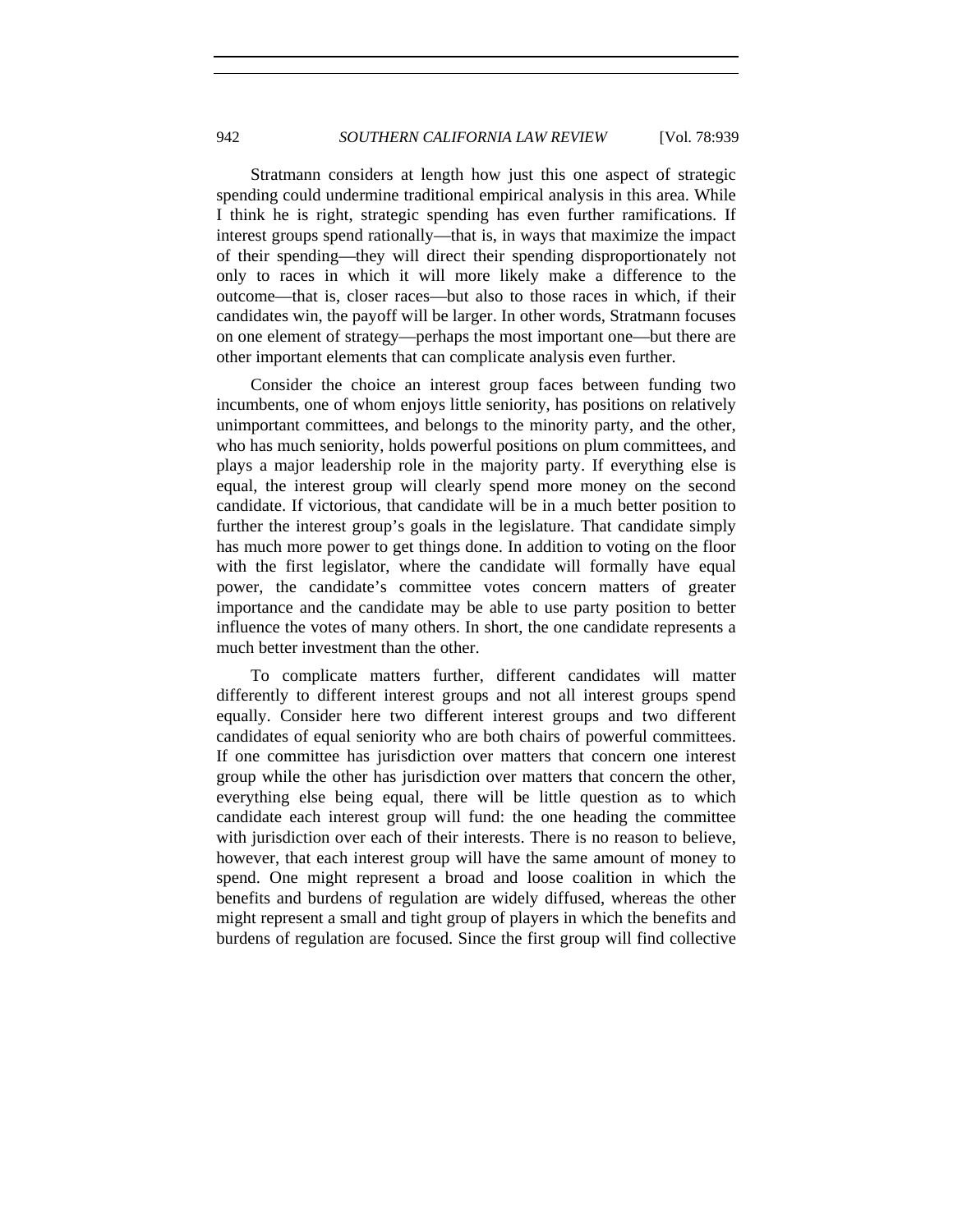Stratmann considers at length how just this one aspect of strategic spending could undermine traditional empirical analysis in this area. While I think he is right, strategic spending has even further ramifications. If interest groups spend rationally—that is, in ways that maximize the impact of their spending—they will direct their spending disproportionately not only to races in which it will more likely make a difference to the outcome—that is, closer races—but also to those races in which, if their candidates win, the payoff will be larger. In other words, Stratmann focuses on one element of strategy—perhaps the most important one—but there are other important elements that can complicate analysis even further.

Consider the choice an interest group faces between funding two incumbents, one of whom enjoys little seniority, has positions on relatively unimportant committees, and belongs to the minority party, and the other, who has much seniority, holds powerful positions on plum committees, and plays a major leadership role in the majority party. If everything else is equal, the interest group will clearly spend more money on the second candidate. If victorious, that candidate will be in a much better position to further the interest group's goals in the legislature. That candidate simply has much more power to get things done. In addition to voting on the floor with the first legislator, where the candidate will formally have equal power, the candidate's committee votes concern matters of greater importance and the candidate may be able to use party position to better influence the votes of many others. In short, the one candidate represents a much better investment than the other.

To complicate matters further, different candidates will matter differently to different interest groups and not all interest groups spend equally. Consider here two different interest groups and two different candidates of equal seniority who are both chairs of powerful committees. If one committee has jurisdiction over matters that concern one interest group while the other has jurisdiction over matters that concern the other, everything else being equal, there will be little question as to which candidate each interest group will fund: the one heading the committee with jurisdiction over each of their interests. There is no reason to believe, however, that each interest group will have the same amount of money to spend. One might represent a broad and loose coalition in which the benefits and burdens of regulation are widely diffused, whereas the other might represent a small and tight group of players in which the benefits and burdens of regulation are focused. Since the first group will find collective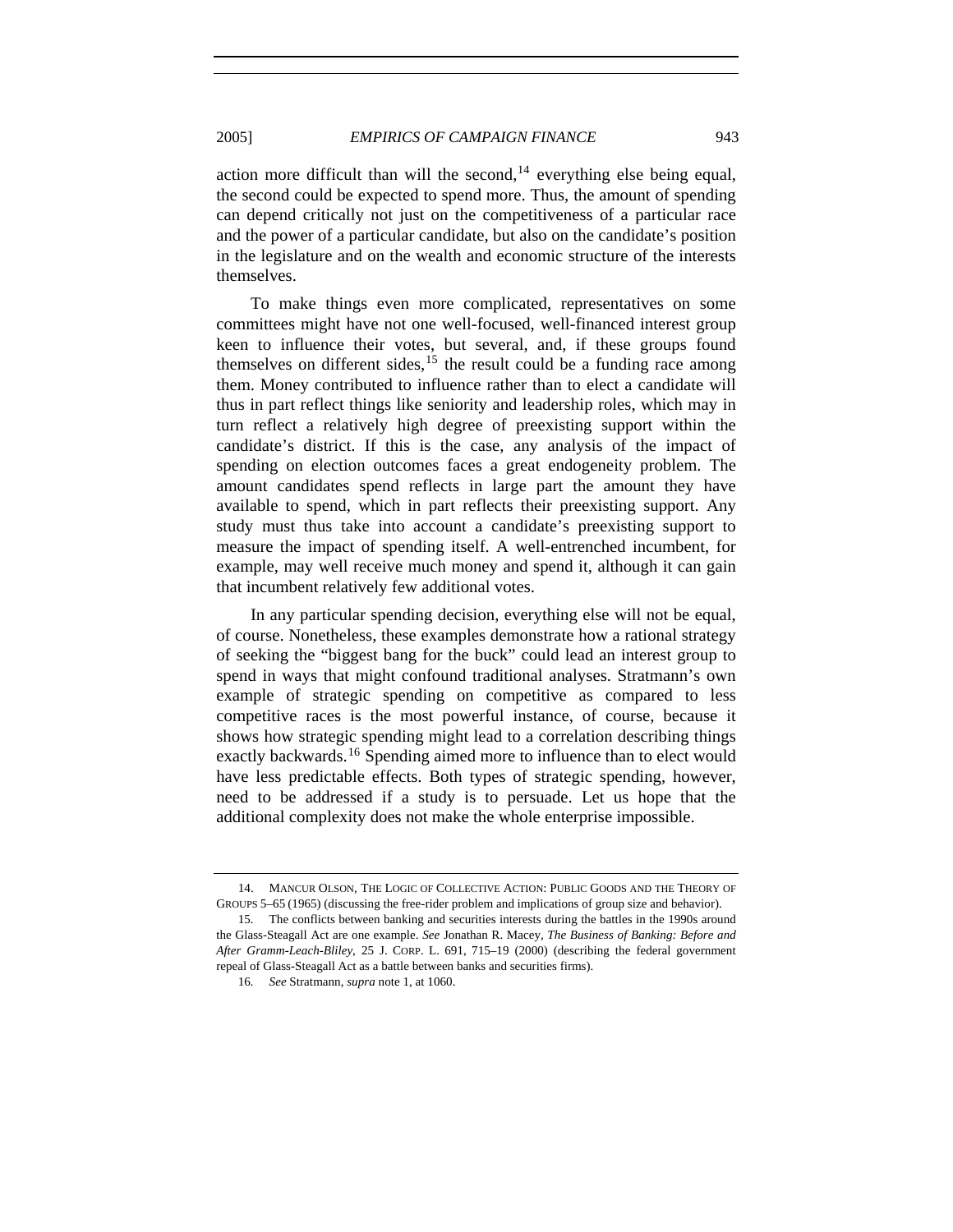action more difficult than will the second,[14] everything else being equal, the second could be expected to spend more. Thus, the amount of spending can depend critically not just on the competitiveness of a particular race and the power of a particular candidate, but also on the candidate's position in the legislature and on the wealth and economic structure of the interests themselves.

To make things even more complicated, representatives on some committees might have not one well-focused, well-financed interest group keen to influence their votes, but several, and, if these groups found themselves on different sides,[15] the result could be a funding race among them. Money contributed to influence rather than to elect a candidate will thus in part reflect things like seniority and leadership roles, which may in turn reflect a relatively high degree of preexisting support within the candidate's district. If this is the case, any analysis of the impact of spending on election outcomes faces a great endogeneity problem. The amount candidates spend reflects in large part the amount they have available to spend, which in part reflects their preexisting support. Any study must thus take into account a candidate's preexisting support to measure the impact of spending itself. A well-entrenched incumbent, for example, may well receive much money and spend it, although it can gain that incumbent relatively few additional votes.

In any particular spending decision, everything else will not be equal, of course. Nonetheless, these examples demonstrate how a rational strategy of seeking the "biggest bang for the buck" could lead an interest group to spend in ways that might confound traditional analyses. Stratmann's own example of strategic spending on competitive as compared to less competitive races is the most powerful instance, of course, because it shows how strategic spending might lead to a correlation describing things exactly backwards.[16] Spending aimed more to influence than to elect would have less predictable effects. Both types of strategic spending, however, need to be addressed if a study is to persuade. Let us hope that the additional complexity does not make the whole enterprise impossible.

---

14. MANCUR OLSON, THE LOGIC OF COLLECTIVE ACTION: PUBLIC GOODS AND THE THEORY OF GROUPS 5–65 (1965) (discussing the free-rider problem and implications of group size and behavior).

15. The conflicts between banking and securities interests during the battles in the 1990s around the Glass-Steagall Act are one example. *See* Jonathan R. Macey, *The Business of Banking: Before and After Gramm-Leach-Bliley*, 25 J. CORP. L. 691, 715–19 (2000) (describing the federal government repeal of Glass-Steagall Act as a battle between banks and securities firms).

16. *See* Stratmann, *supra* note 1, at 1060.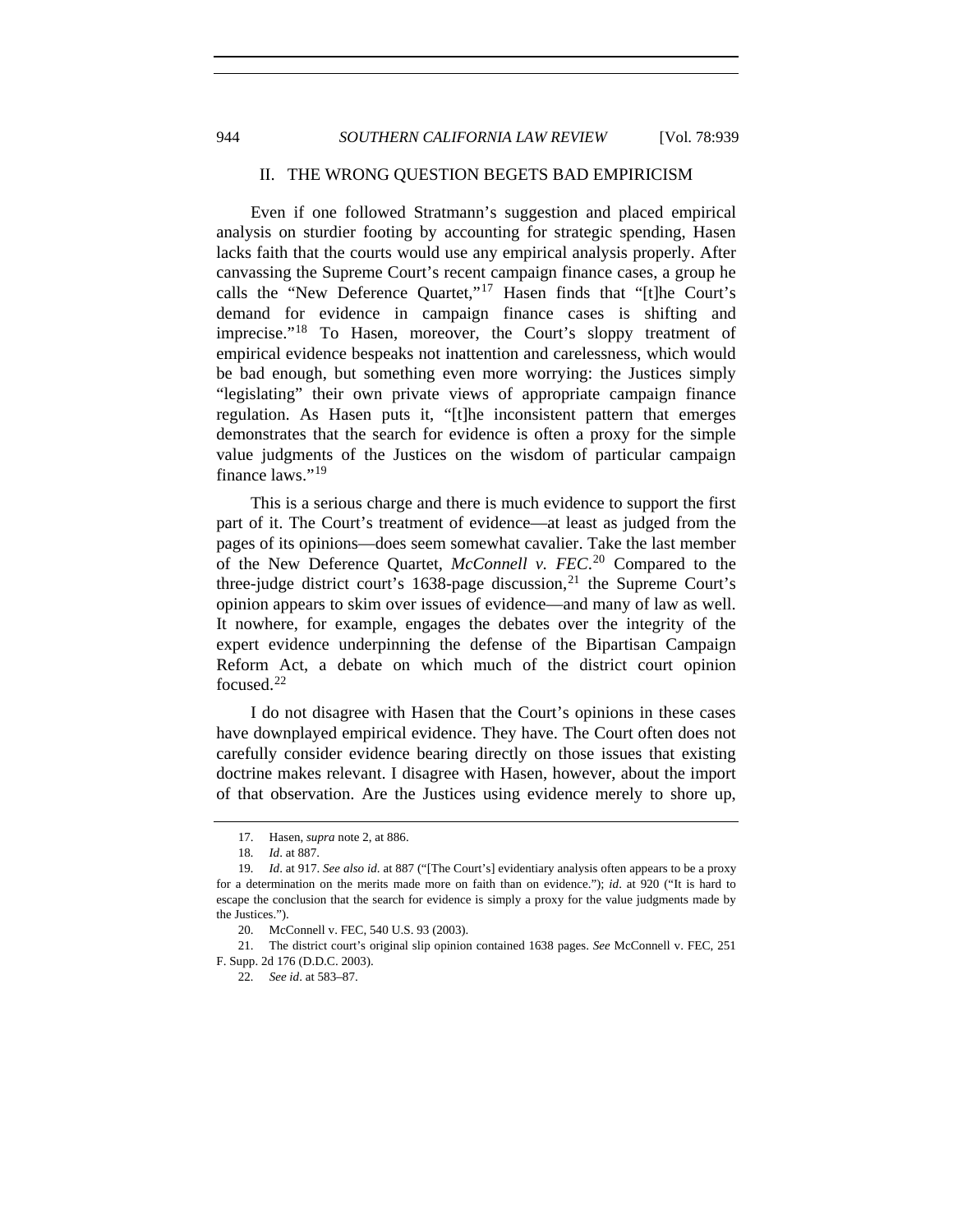## II. THE WRONG QUESTION BEGETS BAD EMPIRICISM

Even if one followed Stratmann's suggestion and placed empirical analysis on sturdier footing by accounting for strategic spending, Hasen lacks faith that the courts would use any empirical analysis properly. After canvassing the Supreme Court's recent campaign finance cases, a group he calls the "New Deference Quartet,"[17] Hasen finds that "[t]he Court's demand for evidence in campaign finance cases is shifting and imprecise."[18] To Hasen, moreover, the Court's sloppy treatment of empirical evidence bespeaks not inattention and carelessness, which would be bad enough, but something even more worrying: the Justices simply "legislating" their own private views of appropriate campaign finance regulation. As Hasen puts it, "[t]he inconsistent pattern that emerges demonstrates that the search for evidence is often a proxy for the simple value judgments of the Justices on the wisdom of particular campaign finance laws."[19]

This is a serious charge and there is much evidence to support the first part of it. The Court's treatment of evidence—at least as judged from the pages of its opinions—does seem somewhat cavalier. Take the last member of the New Deference Quartet, *McConnell v. FEC*.[20] Compared to the three-judge district court's 1638-page discussion,[21] the Supreme Court's opinion appears to skim over issues of evidence—and many of law as well. It nowhere, for example, engages the debates over the integrity of the expert evidence underpinning the defense of the Bipartisan Campaign Reform Act, a debate on which much of the district court opinion focused.[22]

I do not disagree with Hasen that the Court's opinions in these cases have downplayed empirical evidence. They have. The Court often does not carefully consider evidence bearing directly on those issues that existing doctrine makes relevant. I disagree with Hasen, however, about the import of that observation. Are the Justices using evidence merely to shore up,

---

17. Hasen, *supra* note 2, at 886.

18. *Id*. at 887.

19. *Id*. at 917. *See also id*. at 887 ("[The Court's] evidentiary analysis often appears to be a proxy for a determination on the merits made more on faith than on evidence."); *id*. at 920 ("It is hard to escape the conclusion that the search for evidence is simply a proxy for the value judgments made by the Justices.").

20. McConnell v. FEC, 540 U.S. 93 (2003).

21. The district court's original slip opinion contained 1638 pages. *See* McConnell v. FEC, 251 F. Supp. 2d 176 (D.D.C. 2003).

22. *See id*. at 583–87.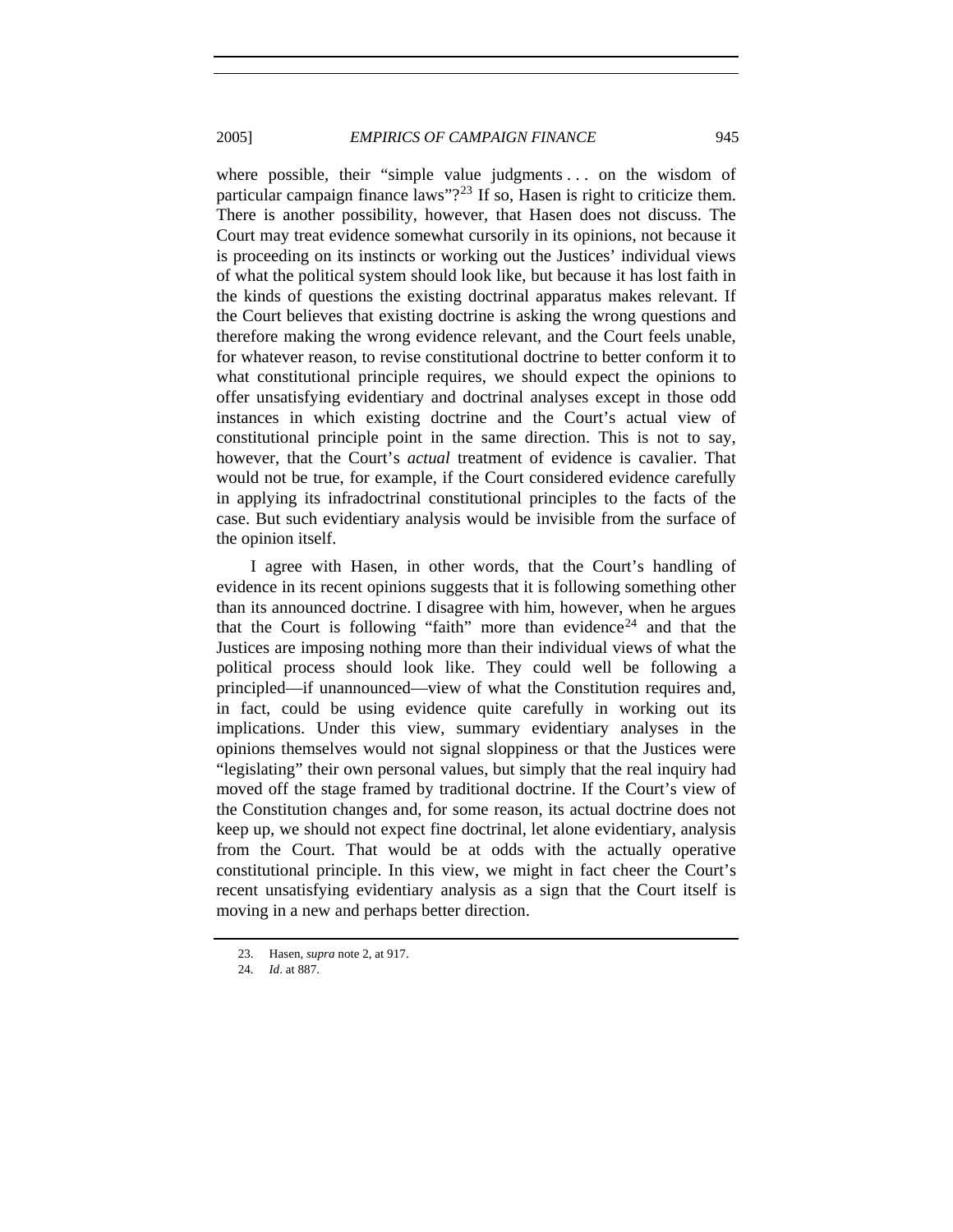where possible, their "simple value judgments . . . on the wisdom of particular campaign finance laws"?[23] If so, Hasen is right to criticize them. There is another possibility, however, that Hasen does not discuss. The Court may treat evidence somewhat cursorily in its opinions, not because it is proceeding on its instincts or working out the Justices' individual views of what the political system should look like, but because it has lost faith in the kinds of questions the existing doctrinal apparatus makes relevant. If the Court believes that existing doctrine is asking the wrong questions and therefore making the wrong evidence relevant, and the Court feels unable, for whatever reason, to revise constitutional doctrine to better conform it to what constitutional principle requires, we should expect the opinions to offer unsatisfying evidentiary and doctrinal analyses except in those odd instances in which existing doctrine and the Court's actual view of constitutional principle point in the same direction. This is not to say, however, that the Court's *actual* treatment of evidence is cavalier. That would not be true, for example, if the Court considered evidence carefully in applying its infradoctrinal constitutional principles to the facts of the case. But such evidentiary analysis would be invisible from the surface of the opinion itself.

I agree with Hasen, in other words, that the Court's handling of evidence in its recent opinions suggests that it is following something other than its announced doctrine. I disagree with him, however, when he argues that the Court is following "faith" more than evidence[24] and that the Justices are imposing nothing more than their individual views of what the political process should look like. They could well be following a principled—if unannounced—view of what the Constitution requires and, in fact, could be using evidence quite carefully in working out its implications. Under this view, summary evidentiary analyses in the opinions themselves would not signal sloppiness or that the Justices were "legislating" their own personal values, but simply that the real inquiry had moved off the stage framed by traditional doctrine. If the Court's view of the Constitution changes and, for some reason, its actual doctrine does not keep up, we should not expect fine doctrinal, let alone evidentiary, analysis from the Court. That would be at odds with the actually operative constitutional principle. In this view, we might in fact cheer the Court's recent unsatisfying evidentiary analysis as a sign that the Court itself is moving in a new and perhaps better direction.

---

23. Hasen, *supra* note 2, at 917.

24. *Id*. at 887.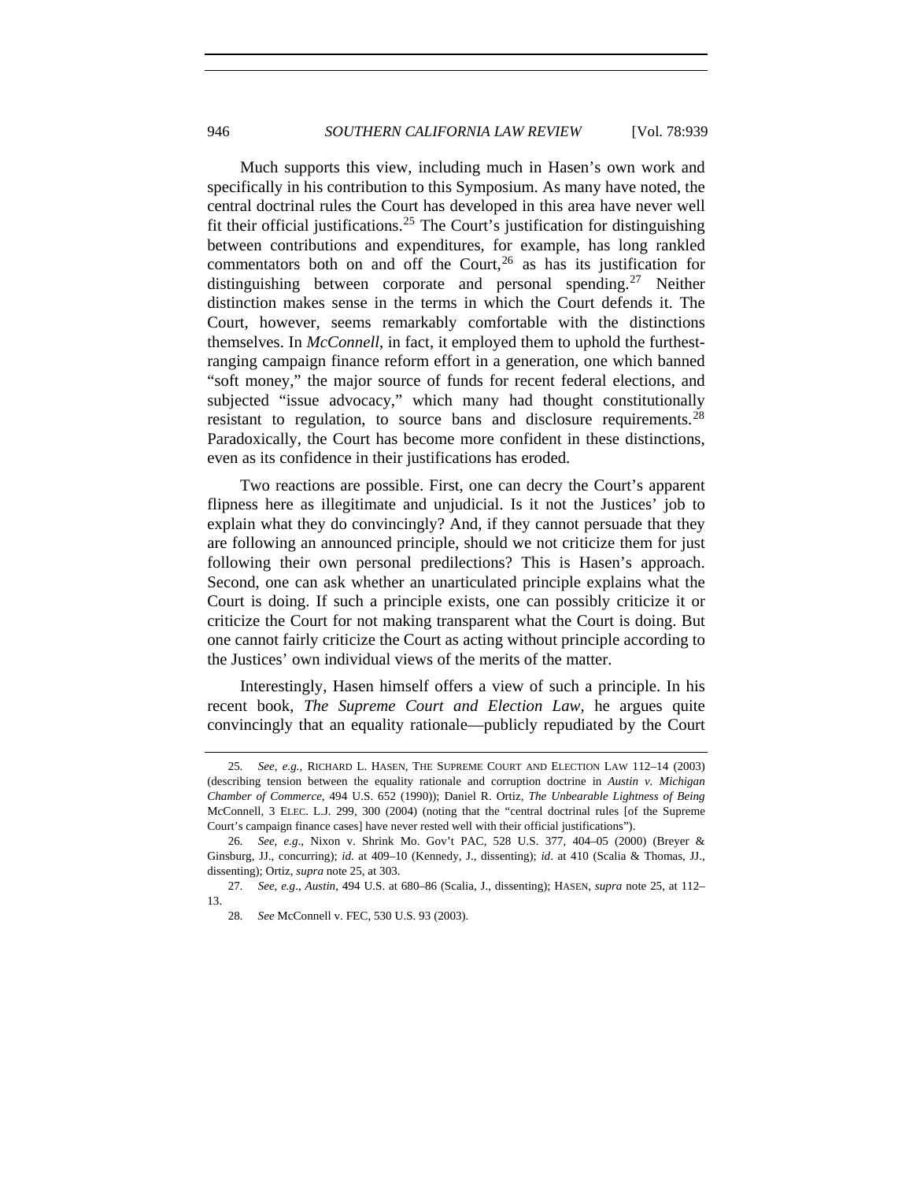Much supports this view, including much in Hasen's own work and specifically in his contribution to this Symposium. As many have noted, the central doctrinal rules the Court has developed in this area have never well fit their official justifications.[25] The Court's justification for distinguishing between contributions and expenditures, for example, has long rankled commentators both on and off the Court,[26] as has its justification for distinguishing between corporate and personal spending.[27] Neither distinction makes sense in the terms in which the Court defends it. The Court, however, seems remarkably comfortable with the distinctions themselves. In *McConnell*, in fact, it employed them to uphold the furthest-ranging campaign finance reform effort in a generation, one which banned "soft money," the major source of funds for recent federal elections, and subjected "issue advocacy," which many had thought constitutionally resistant to regulation, to source bans and disclosure requirements.[28] Paradoxically, the Court has become more confident in these distinctions, even as its confidence in their justifications has eroded.

Two reactions are possible. First, one can decry the Court's apparent flipness here as illegitimate and unjudicial. Is it not the Justices' job to explain what they do convincingly? And, if they cannot persuade that they are following an announced principle, should we not criticize them for just following their own personal predilections? This is Hasen's approach. Second, one can ask whether an unarticulated principle explains what the Court is doing. If such a principle exists, one can possibly criticize it or criticize the Court for not making transparent what the Court is doing. But one cannot fairly criticize the Court as acting without principle according to the Justices' own individual views of the merits of the matter.

Interestingly, Hasen himself offers a view of such a principle. In his recent book, *The Supreme Court and Election Law*, he argues quite convincingly that an equality rationale—publicly repudiated by the Court

---

25. *See, e.g.*, RICHARD L. HASEN, THE SUPREME COURT AND ELECTION LAW 112–14 (2003) (describing tension between the equality rationale and corruption doctrine in *Austin v. Michigan Chamber of Commerce*, 494 U.S. 652 (1990)); Daniel R. Ortiz, *The Unbearable Lightness of Being* McConnell, 3 ELEC. L.J. 299, 300 (2004) (noting that the "central doctrinal rules [of the Supreme Court's campaign finance cases] have never rested well with their official justifications").

26. *See, e.g.*, Nixon v. Shrink Mo. Gov't PAC, 528 U.S. 377, 404–05 (2000) (Breyer & Ginsburg, JJ., concurring); *id.* at 409–10 (Kennedy, J., dissenting); *id.* at 410 (Scalia & Thomas, JJ., dissenting); Ortiz, *supra* note 25, at 303.

27. *See, e.g.*, *Austin*, 494 U.S. at 680–86 (Scalia, J., dissenting); HASEN, *supra* note 25, at 112–13.

28. *See* McConnell v. FEC, 530 U.S. 93 (2003).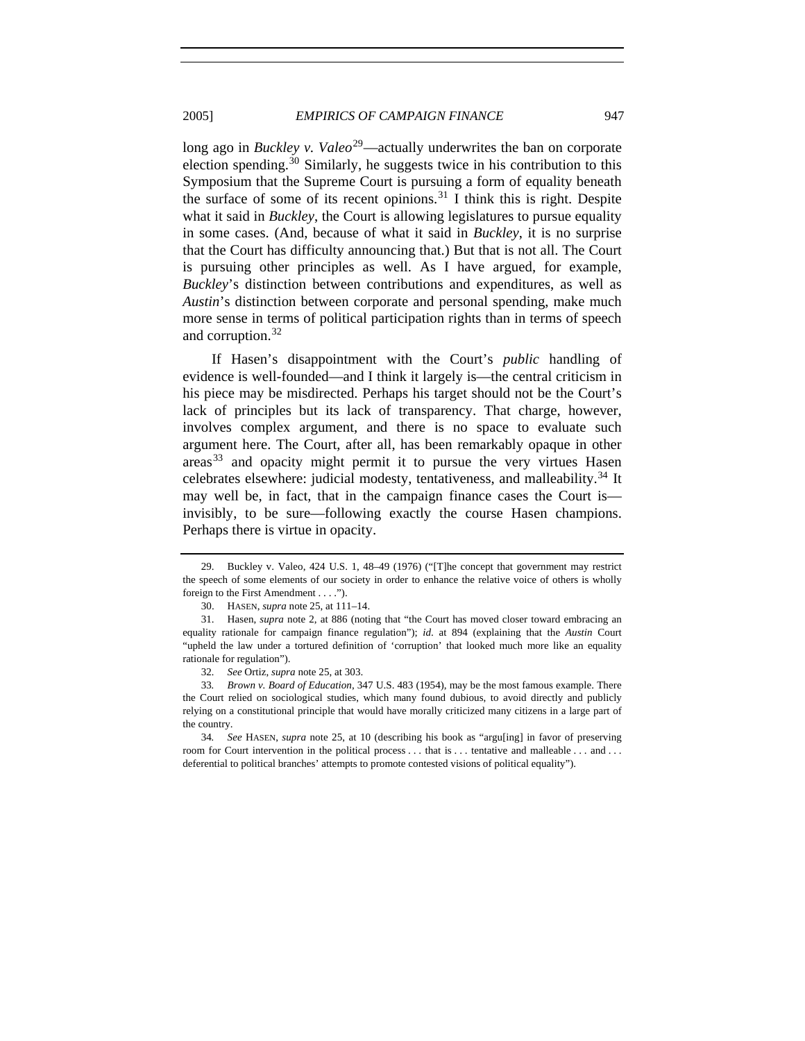long ago in *Buckley v. Valeo*[29]—actually underwrites the ban on corporate election spending.[30] Similarly, he suggests twice in his contribution to this Symposium that the Supreme Court is pursuing a form of equality beneath the surface of some of its recent opinions.[31] I think this is right. Despite what it said in *Buckley*, the Court is allowing legislatures to pursue equality in some cases. (And, because of what it said in *Buckley*, it is no surprise that the Court has difficulty announcing that.) But that is not all. The Court is pursuing other principles as well. As I have argued, for example, *Buckley*'s distinction between contributions and expenditures, as well as *Austin*'s distinction between corporate and personal spending, make much more sense in terms of political participation rights than in terms of speech and corruption.[32]

If Hasen's disappointment with the Court's *public* handling of evidence is well-founded—and I think it largely is—the central criticism in his piece may be misdirected. Perhaps his target should not be the Court's lack of principles but its lack of transparency. That charge, however, involves complex argument, and there is no space to evaluate such argument here. The Court, after all, has been remarkably opaque in other areas[33] and opacity might permit it to pursue the very virtues Hasen celebrates elsewhere: judicial modesty, tentativeness, and malleability.[34] It may well be, in fact, that in the campaign finance cases the Court is—invisibly, to be sure—following exactly the course Hasen champions. Perhaps there is virtue in opacity.

---

29. Buckley v. Valeo, 424 U.S. 1, 48–49 (1976) ("[T]he concept that government may restrict the speech of some elements of our society in order to enhance the relative voice of others is wholly foreign to the First Amendment . . . .").

30. HASEN, *supra* note 25, at 111–14.

31. Hasen, *supra* note 2, at 886 (noting that "the Court has moved closer toward embracing an equality rationale for campaign finance regulation"); *id.* at 894 (explaining that the *Austin* Court "upheld the law under a tortured definition of 'corruption' that looked much more like an equality rationale for regulation").

32. *See* Ortiz, *supra* note 25, at 303.

33. *Brown v. Board of Education*, 347 U.S. 483 (1954), may be the most famous example. There the Court relied on sociological studies, which many found dubious, to avoid directly and publicly relying on a constitutional principle that would have morally criticized many citizens in a large part of the country.

34. *See* HASEN, *supra* note 25, at 10 (describing his book as "argu[ing] in favor of preserving room for Court intervention in the political process . . . that is . . . tentative and malleable . . . and . . . deferential to political branches' attempts to promote contested visions of political equality").